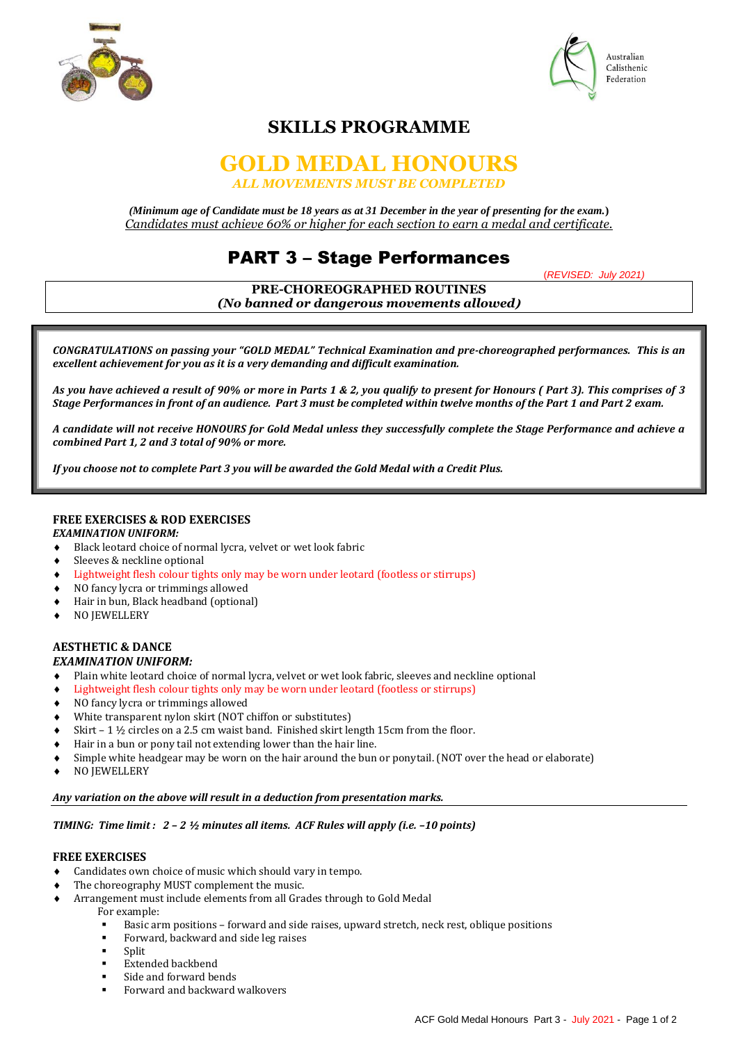Australian Calisthenic Federation

# SKILLS PROGRAMME

# GOLD MEDAL HONOURS

***ALL MOVEMENTS MUST BE COMPLETED***

***(Minimum age of Candidate must be 18 years as at 31 December in the year of presenting for the exam.)***
Candidates must achieve 60% or higher for each section to earn a medal and certificate.

## PART 3 – Stage Performances

(REVISED: July 2021)

**PRE-CHOREOGRAPHED ROUTINES**
***(No banned or dangerous movements allowed)***

***CONGRATULATIONS on passing your "GOLD MEDAL" Technical Examination and pre-choreographed performances. This is an excellent achievement for you as it is a very demanding and difficult examination.***

***As you have achieved a result of 90% or more in Parts 1 & 2, you qualify to present for Honours ( Part 3). This comprises of 3 Stage Performances in front of an audience. Part 3 must be completed within twelve months of the Part 1 and Part 2 exam.***

***A candidate will not receive HONOURS for Gold Medal unless they successfully complete the Stage Performance and achieve a combined Part 1, 2 and 3 total of 90% or more.***

***If you choose not to complete Part 3 you will be awarded the Gold Medal with a Credit Plus.***

### FREE EXERCISES & ROD EXERCISES

***EXAMINATION UNIFORM:***

- Black leotard choice of normal lycra, velvet or wet look fabric
- Sleeves & neckline optional
- Lightweight flesh colour tights only may be worn under leotard (footless or stirrups)
- NO fancy lycra or trimmings allowed
- Hair in bun, Black headband (optional)
- NO JEWELLERY

### AESTHETIC & DANCE

***EXAMINATION UNIFORM:***

- Plain white leotard choice of normal lycra, velvet or wet look fabric, sleeves and neckline optional
- Lightweight flesh colour tights only may be worn under leotard (footless or stirrups)
- NO fancy lycra or trimmings allowed
- White transparent nylon skirt (NOT chiffon or substitutes)
- Skirt – 1 ½ circles on a 2.5 cm waist band. Finished skirt length 15cm from the floor.
- Hair in a bun or pony tail not extending lower than the hair line.
- Simple white headgear may be worn on the hair around the bun or ponytail. (NOT over the head or elaborate)
- NO JEWELLERY

***Any variation on the above will result in a deduction from presentation marks.***

***TIMING: Time limit : 2 – 2 ½ minutes all items. ACF Rules will apply (i.e. –10 points)***

### FREE EXERCISES

- Candidates own choice of music which should vary in tempo.
- The choreography MUST complement the music.
- Arrangement must include elements from all Grades through to Gold Medal

  For example:
  - Basic arm positions – forward and side raises, upward stretch, neck rest, oblique positions
  - Forward, backward and side leg raises
  - Split
  - Extended backbend
  - Side and forward bends
  - Forward and backward walkovers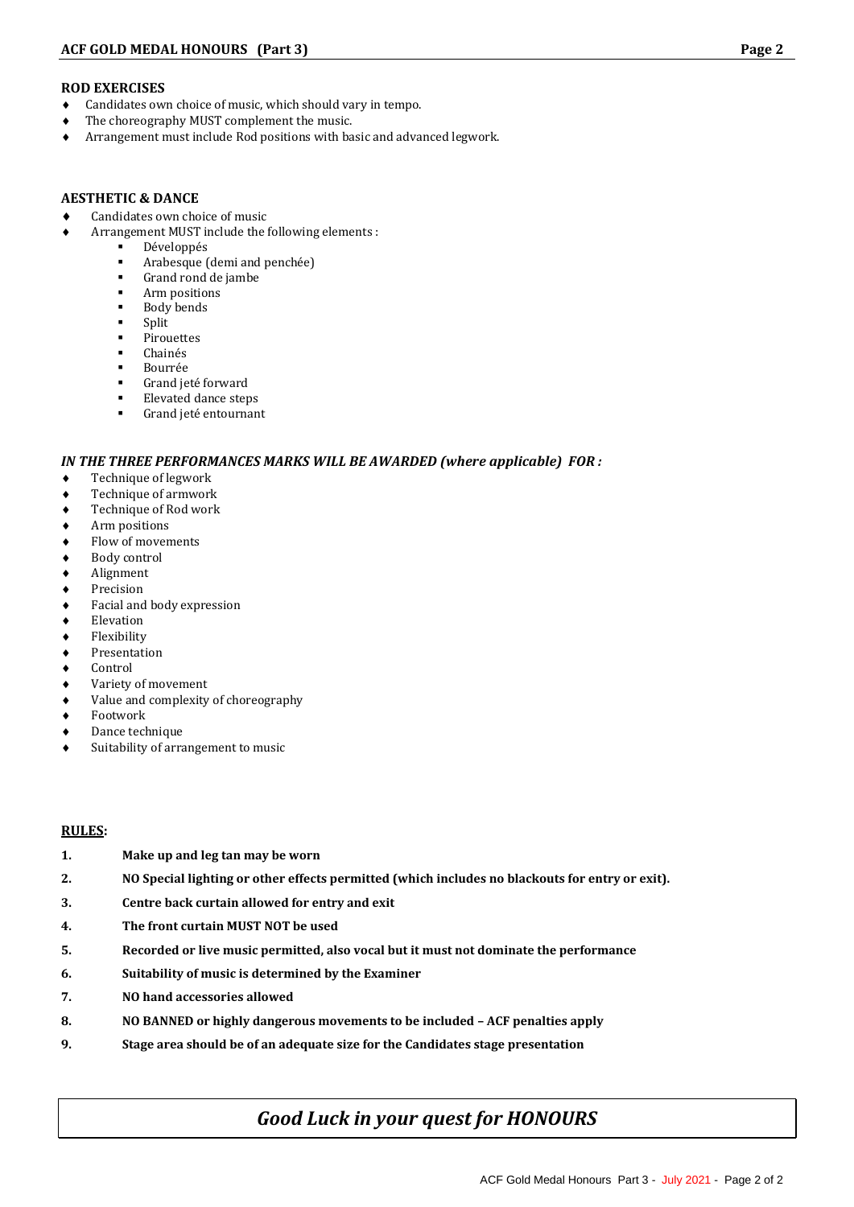**ROD EXERCISES**

- Candidates own choice of music, which should vary in tempo.
- The choreography MUST complement the music.
- Arrangement must include Rod positions with basic and advanced legwork.

**AESTHETIC & DANCE**

- Candidates own choice of music
- Arrangement MUST include the following elements :
  - Développés
  - Arabesque (demi and penchée)
  - Grand rond de jambe
  - Arm positions
  - Body bends
  - Split
  - Pirouettes
  - Chainés
  - Bourrée
  - Grand jeté forward
  - Elevated dance steps
  - Grand jeté entournant

***IN THE THREE PERFORMANCES MARKS WILL BE AWARDED (where applicable) FOR :***

- Technique of legwork
- Technique of armwork
- Technique of Rod work
- Arm positions
- Flow of movements
- Body control
- Alignment
- Precision
- Facial and body expression
- Elevation
- Flexibility
- Presentation
- Control
- Variety of movement
- Value and complexity of choreography
- Footwork
- Dance technique
- Suitability of arrangement to music

**RULES:**

1. **Make up and leg tan may be worn**
2. **NO Special lighting or other effects permitted (which includes no blackouts for entry or exit).**
3. **Centre back curtain allowed for entry and exit**
4. **The front curtain MUST NOT be used**
5. **Recorded or live music permitted, also vocal but it must not dominate the performance**
6. **Suitability of music is determined by the Examiner**
7. **NO hand accessories allowed**
8. **NO BANNED or highly dangerous movements to be included – ACF penalties apply**
9. **Stage area should be of an adequate size for the Candidates stage presentation**

***Good Luck in your quest for HONOURS***